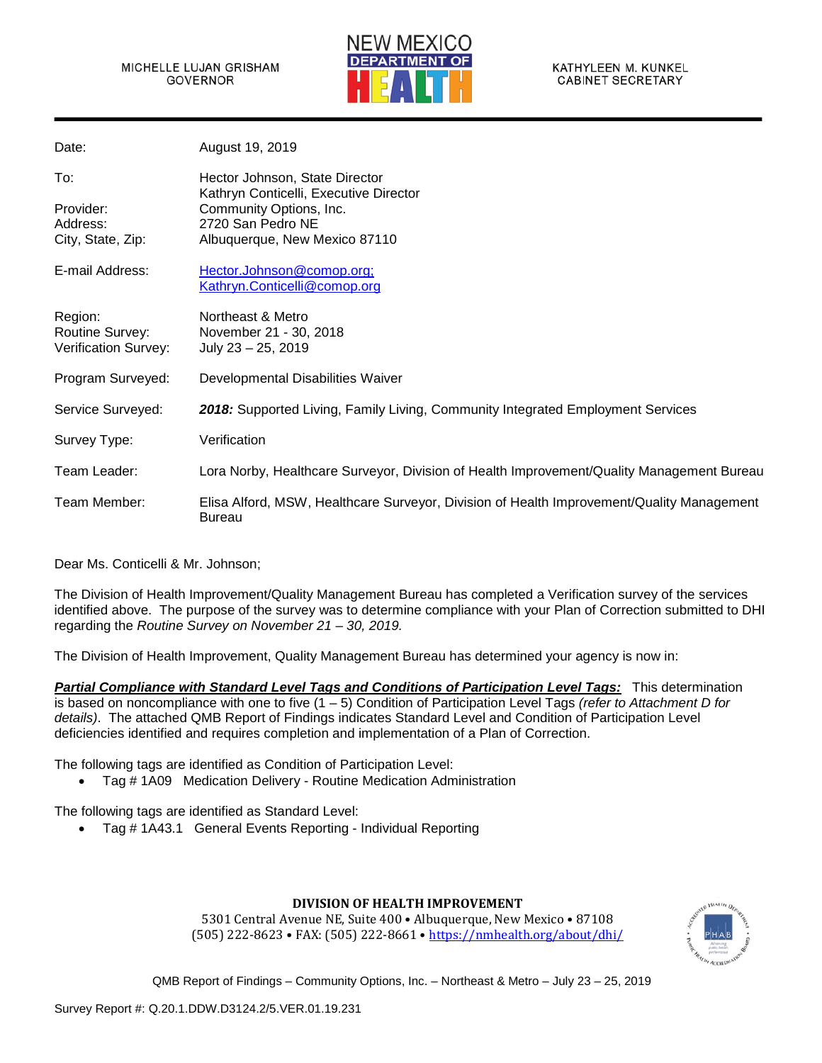MICHELLE LUJAN GRISHAM
GOVERNOR

NEW MEXICO
DEPARTMENT OF
HEALTH

KATHYLEEN M. KUNKEL
CABINET SECRETARY

| | |
|---|---|
| Date: | August 19, 2019 |
| To: | Hector Johnson, State Director<br>Kathryn Conticelli, Executive Director |
| Provider: | Community Options, Inc. |
| Address: | 2720 San Pedro NE |
| City, State, Zip: | Albuquerque, New Mexico 87110 |
| E-mail Address: | Hector.Johnson@comop.org;<br>Kathryn.Conticelli@comop.org |
| Region: | Northeast & Metro |
| Routine Survey: | November 21 - 30, 2018 |
| Verification Survey: | July 23 – 25, 2019 |
| Program Surveyed: | Developmental Disabilities Waiver |
| Service Surveyed: | ***2018:*** Supported Living, Family Living, Community Integrated Employment Services |
| Survey Type: | Verification |
| Team Leader: | Lora Norby, Healthcare Surveyor, Division of Health Improvement/Quality Management Bureau |
| Team Member: | Elisa Alford, MSW, Healthcare Surveyor, Division of Health Improvement/Quality Management Bureau |

Dear Ms. Conticelli & Mr. Johnson;

The Division of Health Improvement/Quality Management Bureau has completed a Verification survey of the services identified above. The purpose of the survey was to determine compliance with your Plan of Correction submitted to DHI regarding the *Routine Survey on November 21 – 30, 2019.*

The Division of Health Improvement, Quality Management Bureau has determined your agency is now in:

***Partial Compliance with Standard Level Tags and Conditions of Participation Level Tags:*** This determination is based on noncompliance with one to five (1 – 5) Condition of Participation Level Tags *(refer to Attachment D for details)*. The attached QMB Report of Findings indicates Standard Level and Condition of Participation Level deficiencies identified and requires completion and implementation of a Plan of Correction.

The following tags are identified as Condition of Participation Level:

- Tag # 1A09 Medication Delivery - Routine Medication Administration

The following tags are identified as Standard Level:

- Tag # 1A43.1 General Events Reporting - Individual Reporting

**DIVISION OF HEALTH IMPROVEMENT**
5301 Central Avenue NE, Suite 400 • Albuquerque, New Mexico • 87108
(505) 222-8623 • FAX: (505) 222-8661 • https://nmhealth.org/about/dhi/

QMB Report of Findings – Community Options, Inc. – Northeast & Metro – July 23 – 25, 2019

Survey Report #: Q.20.1.DDW.D3124.2/5.VER.01.19.231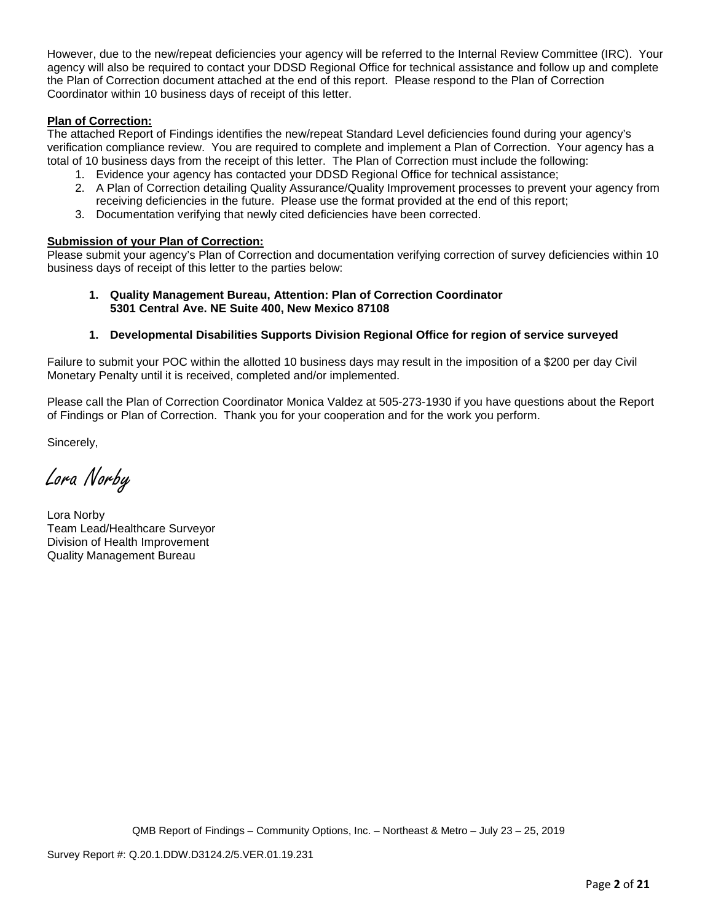However, due to the new/repeat deficiencies your agency will be referred to the Internal Review Committee (IRC). Your agency will also be required to contact your DDSD Regional Office for technical assistance and follow up and complete the Plan of Correction document attached at the end of this report. Please respond to the Plan of Correction Coordinator within 10 business days of receipt of this letter.

**Plan of Correction:**

The attached Report of Findings identifies the new/repeat Standard Level deficiencies found during your agency's verification compliance review. You are required to complete and implement a Plan of Correction. Your agency has a total of 10 business days from the receipt of this letter. The Plan of Correction must include the following:

1. Evidence your agency has contacted your DDSD Regional Office for technical assistance;
2. A Plan of Correction detailing Quality Assurance/Quality Improvement processes to prevent your agency from receiving deficiencies in the future. Please use the format provided at the end of this report;
3. Documentation verifying that newly cited deficiencies have been corrected.

**Submission of your Plan of Correction:**

Please submit your agency's Plan of Correction and documentation verifying correction of survey deficiencies within 10 business days of receipt of this letter to the parties below:

1. **Quality Management Bureau, Attention: Plan of Correction Coordinator**
   **5301 Central Ave. NE Suite 400, New Mexico 87108**

1. **Developmental Disabilities Supports Division Regional Office for region of service surveyed**

Failure to submit your POC within the allotted 10 business days may result in the imposition of a $200 per day Civil Monetary Penalty until it is received, completed and/or implemented.

Please call the Plan of Correction Coordinator Monica Valdez at 505-273-1930 if you have questions about the Report of Findings or Plan of Correction. Thank you for your cooperation and for the work you perform.

Sincerely,

*Lora Norby*

Lora Norby
Team Lead/Healthcare Surveyor
Division of Health Improvement
Quality Management Bureau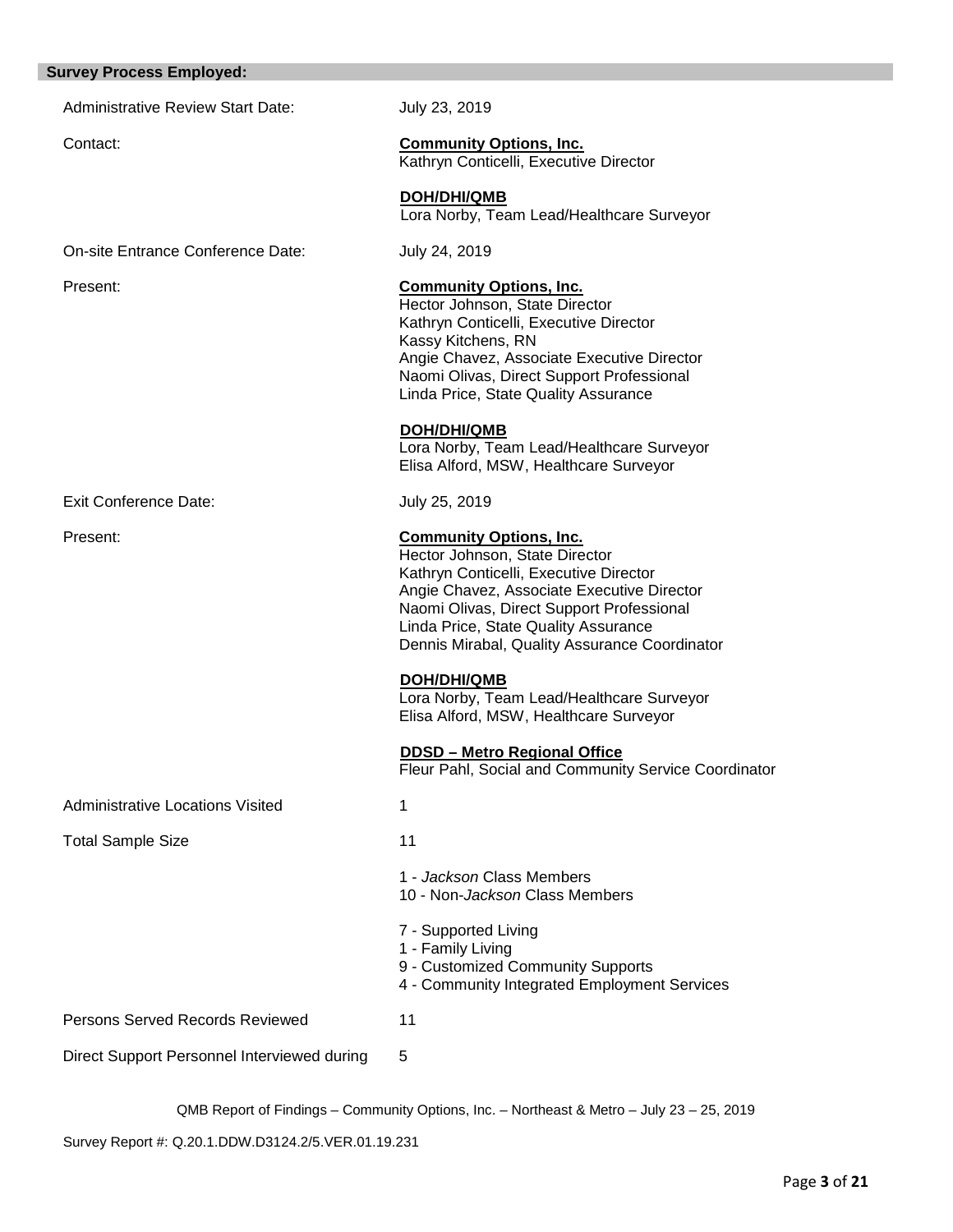## Survey Process Employed:

| | |
|---|---|
| Administrative Review Start Date: | July 23, 2019 |
| Contact: | **Community Options, Inc.**<br>Kathryn Conticelli, Executive Director<br><br>**DOH/DHI/QMB**<br>Lora Norby, Team Lead/Healthcare Surveyor |
| On-site Entrance Conference Date: | July 24, 2019 |
| Present: | **Community Options, Inc.**<br>Hector Johnson, State Director<br>Kathryn Conticelli, Executive Director<br>Kassy Kitchens, RN<br>Angie Chavez, Associate Executive Director<br>Naomi Olivas, Direct Support Professional<br>Linda Price, State Quality Assurance<br><br>**DOH/DHI/QMB**<br>Lora Norby, Team Lead/Healthcare Surveyor<br>Elisa Alford, MSW, Healthcare Surveyor |
| Exit Conference Date: | July 25, 2019 |
| Present: | **Community Options, Inc.**<br>Hector Johnson, State Director<br>Kathryn Conticelli, Executive Director<br>Angie Chavez, Associate Executive Director<br>Naomi Olivas, Direct Support Professional<br>Linda Price, State Quality Assurance<br>Dennis Mirabal, Quality Assurance Coordinator<br><br>**DOH/DHI/QMB**<br>Lora Norby, Team Lead/Healthcare Surveyor<br>Elisa Alford, MSW, Healthcare Surveyor<br><br>**DDSD – Metro Regional Office**<br>Fleur Pahl, Social and Community Service Coordinator |
| Administrative Locations Visited | 1 |
| Total Sample Size | 11<br><br>1 - *Jackson* Class Members<br>10 - Non-*Jackson* Class Members<br><br>7 - Supported Living<br>1 - Family Living<br>9 - Customized Community Supports<br>4 - Community Integrated Employment Services |
| Persons Served Records Reviewed | 11 |
| Direct Support Personnel Interviewed during | 5 |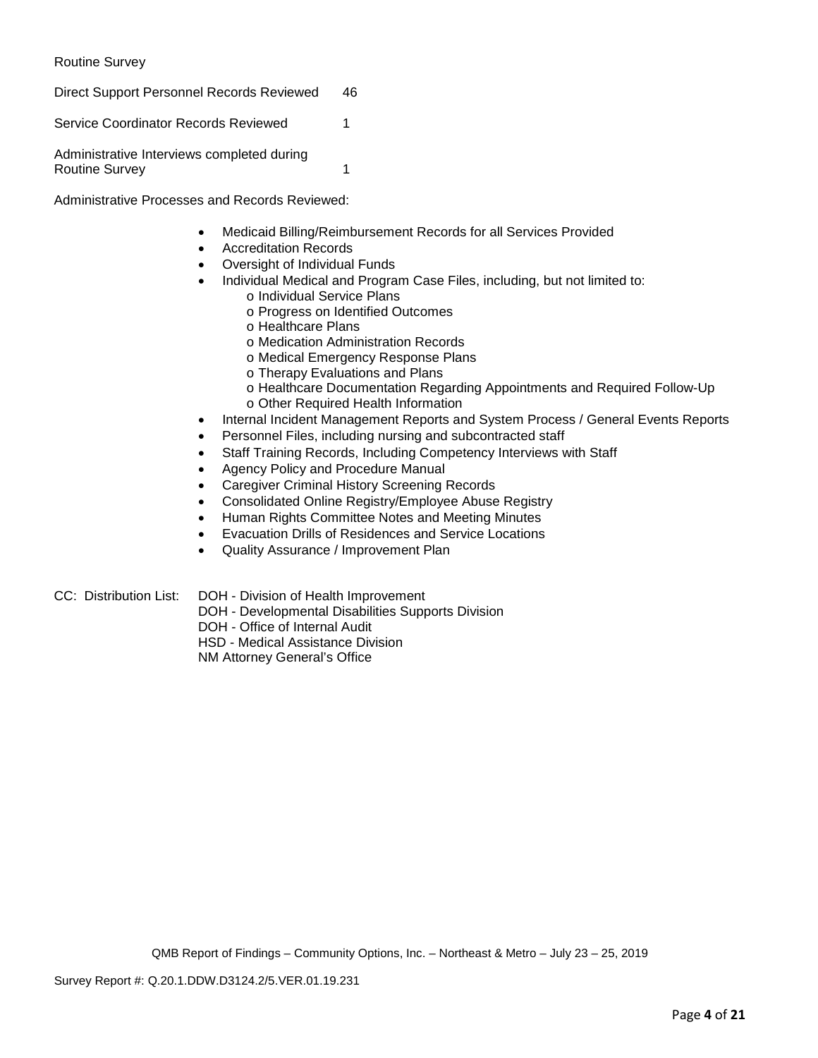Routine Survey

| | |
|---|---|
| Direct Support Personnel Records Reviewed | 46 |
| Service Coordinator Records Reviewed | 1 |
| Administrative Interviews completed during Routine Survey | 1 |

Administrative Processes and Records Reviewed:

- Medicaid Billing/Reimbursement Records for all Services Provided
- Accreditation Records
- Oversight of Individual Funds
- Individual Medical and Program Case Files, including, but not limited to:
    - Individual Service Plans
    - Progress on Identified Outcomes
    - Healthcare Plans
    - Medication Administration Records
    - Medical Emergency Response Plans
    - Therapy Evaluations and Plans
    - Healthcare Documentation Regarding Appointments and Required Follow-Up
    - Other Required Health Information
- Internal Incident Management Reports and System Process / General Events Reports
- Personnel Files, including nursing and subcontracted staff
- Staff Training Records, Including Competency Interviews with Staff
- Agency Policy and Procedure Manual
- Caregiver Criminal History Screening Records
- Consolidated Online Registry/Employee Abuse Registry
- Human Rights Committee Notes and Meeting Minutes
- Evacuation Drills of Residences and Service Locations
- Quality Assurance / Improvement Plan

CC: Distribution List: DOH - Division of Health Improvement
DOH - Developmental Disabilities Supports Division
DOH - Office of Internal Audit
HSD - Medical Assistance Division
NM Attorney General's Office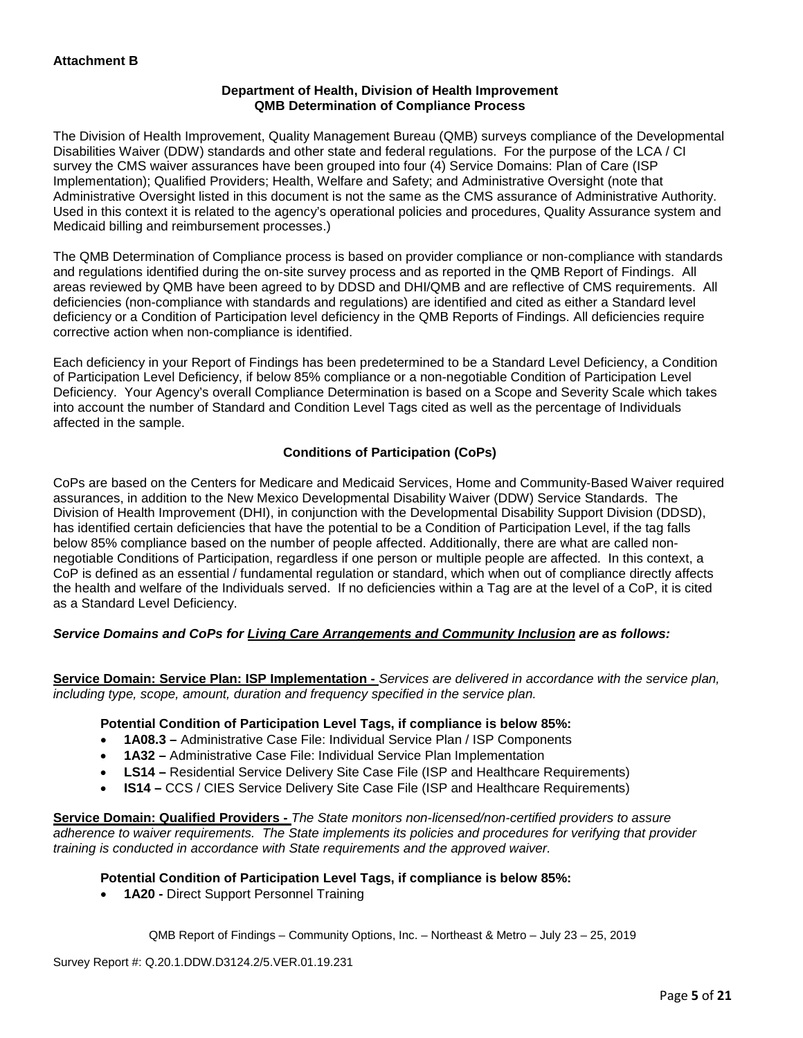**Attachment B**

**Department of Health, Division of Health Improvement**
**QMB Determination of Compliance Process**

The Division of Health Improvement, Quality Management Bureau (QMB) surveys compliance of the Developmental Disabilities Waiver (DDW) standards and other state and federal regulations. For the purpose of the LCA / CI survey the CMS waiver assurances have been grouped into four (4) Service Domains: Plan of Care (ISP Implementation); Qualified Providers; Health, Welfare and Safety; and Administrative Oversight (note that Administrative Oversight listed in this document is not the same as the CMS assurance of Administrative Authority. Used in this context it is related to the agency's operational policies and procedures, Quality Assurance system and Medicaid billing and reimbursement processes.)

The QMB Determination of Compliance process is based on provider compliance or non-compliance with standards and regulations identified during the on-site survey process and as reported in the QMB Report of Findings. All areas reviewed by QMB have been agreed to by DDSD and DHI/QMB and are reflective of CMS requirements. All deficiencies (non-compliance with standards and regulations) are identified and cited as either a Standard level deficiency or a Condition of Participation level deficiency in the QMB Reports of Findings. All deficiencies require corrective action when non-compliance is identified.

Each deficiency in your Report of Findings has been predetermined to be a Standard Level Deficiency, a Condition of Participation Level Deficiency, if below 85% compliance or a non-negotiable Condition of Participation Level Deficiency. Your Agency's overall Compliance Determination is based on a Scope and Severity Scale which takes into account the number of Standard and Condition Level Tags cited as well as the percentage of Individuals affected in the sample.

**Conditions of Participation (CoPs)**

CoPs are based on the Centers for Medicare and Medicaid Services, Home and Community-Based Waiver required assurances, in addition to the New Mexico Developmental Disability Waiver (DDW) Service Standards. The Division of Health Improvement (DHI), in conjunction with the Developmental Disability Support Division (DDSD), has identified certain deficiencies that have the potential to be a Condition of Participation Level, if the tag falls below 85% compliance based on the number of people affected. Additionally, there are what are called non-negotiable Conditions of Participation, regardless if one person or multiple people are affected. In this context, a CoP is defined as an essential / fundamental regulation or standard, which when out of compliance directly affects the health and welfare of the Individuals served. If no deficiencies within a Tag are at the level of a CoP, it is cited as a Standard Level Deficiency.

***Service Domains and CoPs for Living Care Arrangements and Community Inclusion are as follows:***

**Service Domain: Service Plan: ISP Implementation -** *Services are delivered in accordance with the service plan, including type, scope, amount, duration and frequency specified in the service plan.*

**Potential Condition of Participation Level Tags, if compliance is below 85%:**

- **1A08.3 –** Administrative Case File: Individual Service Plan / ISP Components
- **1A32 –** Administrative Case File: Individual Service Plan Implementation
- **LS14 –** Residential Service Delivery Site Case File (ISP and Healthcare Requirements)
- **IS14 –** CCS / CIES Service Delivery Site Case File (ISP and Healthcare Requirements)

**Service Domain: Qualified Providers -** *The State monitors non-licensed/non-certified providers to assure adherence to waiver requirements. The State implements its policies and procedures for verifying that provider training is conducted in accordance with State requirements and the approved waiver.*

**Potential Condition of Participation Level Tags, if compliance is below 85%:**

- **1A20 -** Direct Support Personnel Training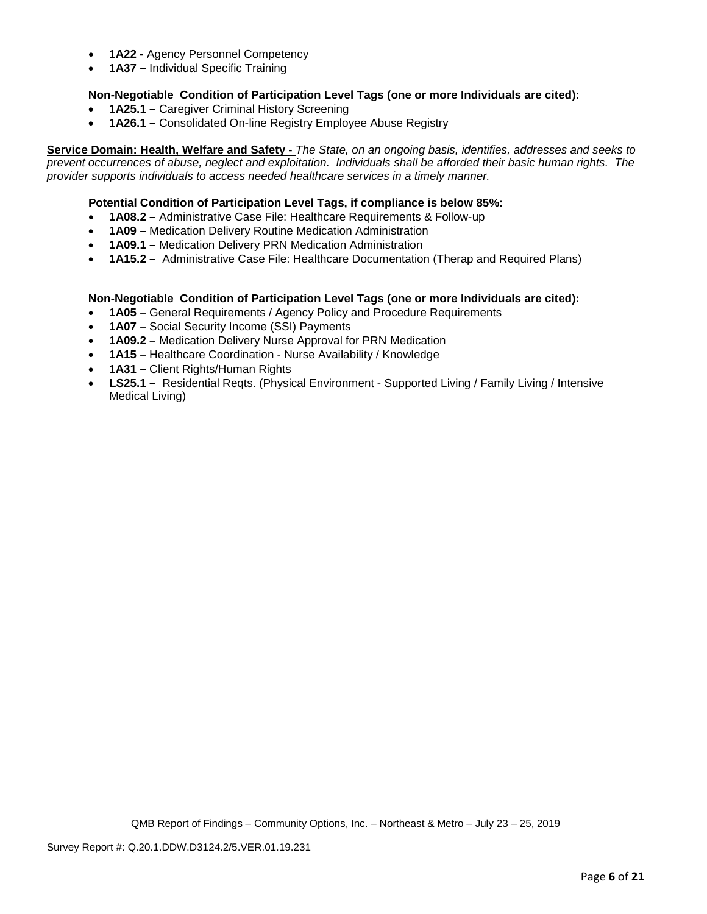- **1A22 -** Agency Personnel Competency
- **1A37 –** Individual Specific Training

**Non-Negotiable Condition of Participation Level Tags (one or more Individuals are cited):**

- **1A25.1 –** Caregiver Criminal History Screening
- **1A26.1 –** Consolidated On-line Registry Employee Abuse Registry

**Service Domain: Health, Welfare and Safety -** *The State, on an ongoing basis, identifies, addresses and seeks to prevent occurrences of abuse, neglect and exploitation. Individuals shall be afforded their basic human rights. The provider supports individuals to access needed healthcare services in a timely manner.*

**Potential Condition of Participation Level Tags, if compliance is below 85%:**

- **1A08.2 –** Administrative Case File: Healthcare Requirements & Follow-up
- **1A09 –** Medication Delivery Routine Medication Administration
- **1A09.1 –** Medication Delivery PRN Medication Administration
- **1A15.2 –** Administrative Case File: Healthcare Documentation (Therap and Required Plans)

**Non-Negotiable Condition of Participation Level Tags (one or more Individuals are cited):**

- **1A05 –** General Requirements / Agency Policy and Procedure Requirements
- **1A07 –** Social Security Income (SSI) Payments
- **1A09.2 –** Medication Delivery Nurse Approval for PRN Medication
- **1A15 –** Healthcare Coordination - Nurse Availability / Knowledge
- **1A31 –** Client Rights/Human Rights
- **LS25.1 –** Residential Reqts. (Physical Environment - Supported Living / Family Living / Intensive Medical Living)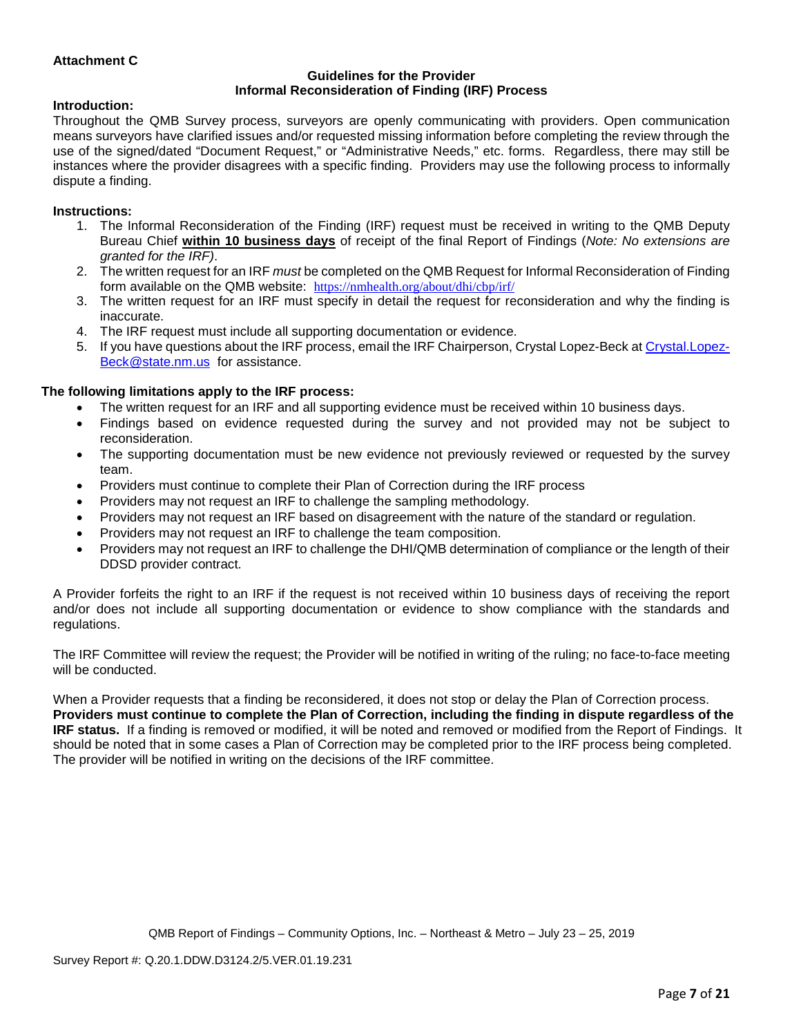**Attachment C**

**Guidelines for the Provider**
**Informal Reconsideration of Finding (IRF) Process**

**Introduction:**

Throughout the QMB Survey process, surveyors are openly communicating with providers. Open communication means surveyors have clarified issues and/or requested missing information before completing the review through the use of the signed/dated "Document Request," or "Administrative Needs," etc. forms. Regardless, there may still be instances where the provider disagrees with a specific finding. Providers may use the following process to informally dispute a finding.

**Instructions:**

1. The Informal Reconsideration of the Finding (IRF) request must be received in writing to the QMB Deputy Bureau Chief **within 10 business days** of receipt of the final Report of Findings (*Note: No extensions are granted for the IRF)*.
2. The written request for an IRF *must* be completed on the QMB Request for Informal Reconsideration of Finding form available on the QMB website: https://nmhealth.org/about/dhi/cbp/irf/
3. The written request for an IRF must specify in detail the request for reconsideration and why the finding is inaccurate.
4. The IRF request must include all supporting documentation or evidence.
5. If you have questions about the IRF process, email the IRF Chairperson, Crystal Lopez-Beck at Crystal.Lopez-Beck@state.nm.us for assistance.

**The following limitations apply to the IRF process:**

- The written request for an IRF and all supporting evidence must be received within 10 business days.
- Findings based on evidence requested during the survey and not provided may not be subject to reconsideration.
- The supporting documentation must be new evidence not previously reviewed or requested by the survey team.
- Providers must continue to complete their Plan of Correction during the IRF process
- Providers may not request an IRF to challenge the sampling methodology.
- Providers may not request an IRF based on disagreement with the nature of the standard or regulation.
- Providers may not request an IRF to challenge the team composition.
- Providers may not request an IRF to challenge the DHI/QMB determination of compliance or the length of their DDSD provider contract.

A Provider forfeits the right to an IRF if the request is not received within 10 business days of receiving the report and/or does not include all supporting documentation or evidence to show compliance with the standards and regulations.

The IRF Committee will review the request; the Provider will be notified in writing of the ruling; no face-to-face meeting will be conducted.

When a Provider requests that a finding be reconsidered, it does not stop or delay the Plan of Correction process. **Providers must continue to complete the Plan of Correction, including the finding in dispute regardless of the IRF status.** If a finding is removed or modified, it will be noted and removed or modified from the Report of Findings. It should be noted that in some cases a Plan of Correction may be completed prior to the IRF process being completed. The provider will be notified in writing on the decisions of the IRF committee.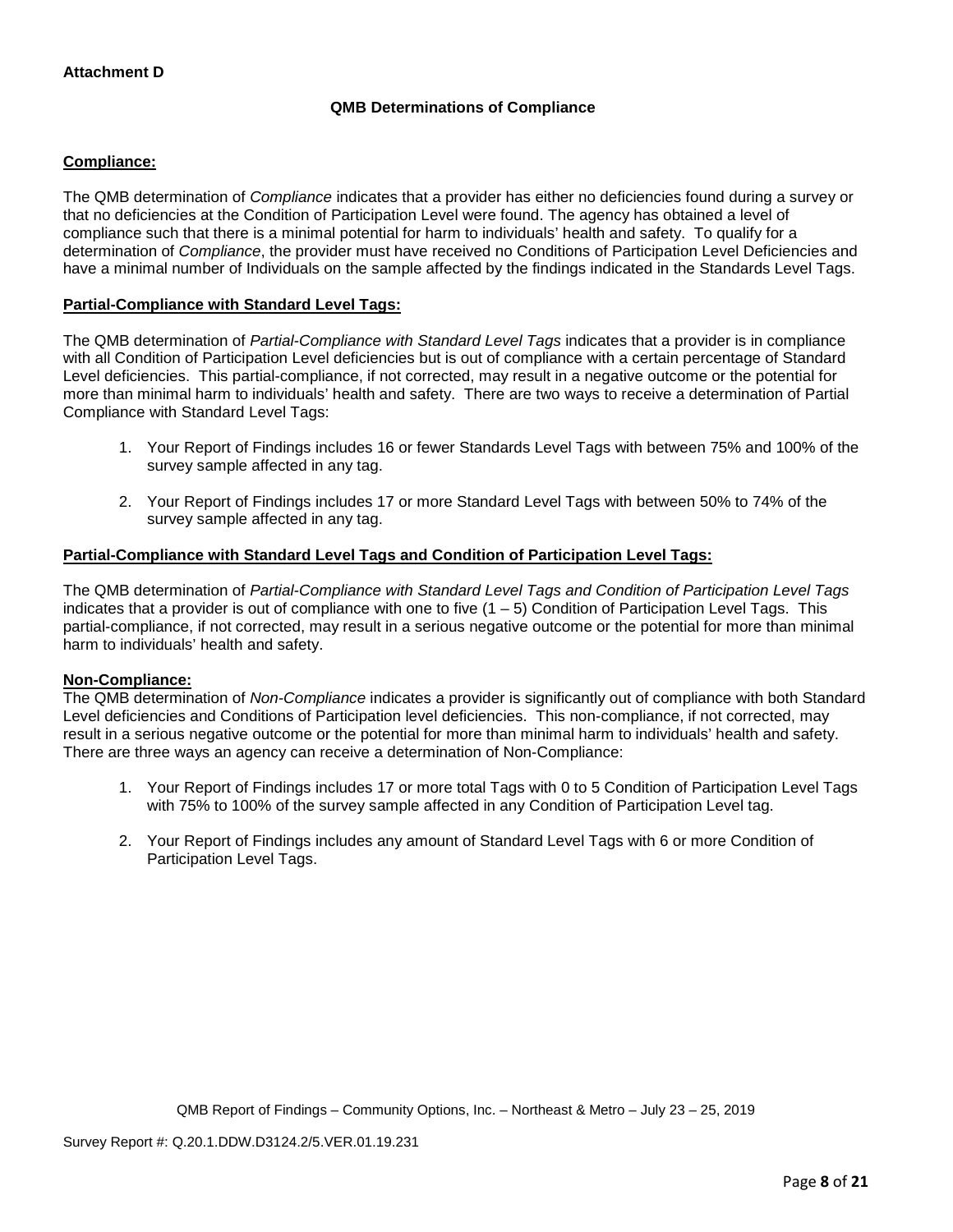**Attachment D**

**QMB Determinations of Compliance**

**Compliance:**

The QMB determination of *Compliance* indicates that a provider has either no deficiencies found during a survey or that no deficiencies at the Condition of Participation Level were found. The agency has obtained a level of compliance such that there is a minimal potential for harm to individuals' health and safety. To qualify for a determination of *Compliance*, the provider must have received no Conditions of Participation Level Deficiencies and have a minimal number of Individuals on the sample affected by the findings indicated in the Standards Level Tags.

**Partial-Compliance with Standard Level Tags:**

The QMB determination of *Partial-Compliance with Standard Level Tags* indicates that a provider is in compliance with all Condition of Participation Level deficiencies but is out of compliance with a certain percentage of Standard Level deficiencies. This partial-compliance, if not corrected, may result in a negative outcome or the potential for more than minimal harm to individuals' health and safety. There are two ways to receive a determination of Partial Compliance with Standard Level Tags:

1. Your Report of Findings includes 16 or fewer Standards Level Tags with between 75% and 100% of the survey sample affected in any tag.
2. Your Report of Findings includes 17 or more Standard Level Tags with between 50% to 74% of the survey sample affected in any tag.

**Partial-Compliance with Standard Level Tags and Condition of Participation Level Tags:**

The QMB determination of *Partial-Compliance with Standard Level Tags and Condition of Participation Level Tags* indicates that a provider is out of compliance with one to five (1 – 5) Condition of Participation Level Tags. This partial-compliance, if not corrected, may result in a serious negative outcome or the potential for more than minimal harm to individuals' health and safety.

**Non-Compliance:**

The QMB determination of *Non-Compliance* indicates a provider is significantly out of compliance with both Standard Level deficiencies and Conditions of Participation level deficiencies. This non-compliance, if not corrected, may result in a serious negative outcome or the potential for more than minimal harm to individuals' health and safety. There are three ways an agency can receive a determination of Non-Compliance:

1. Your Report of Findings includes 17 or more total Tags with 0 to 5 Condition of Participation Level Tags with 75% to 100% of the survey sample affected in any Condition of Participation Level tag.
2. Your Report of Findings includes any amount of Standard Level Tags with 6 or more Condition of Participation Level Tags.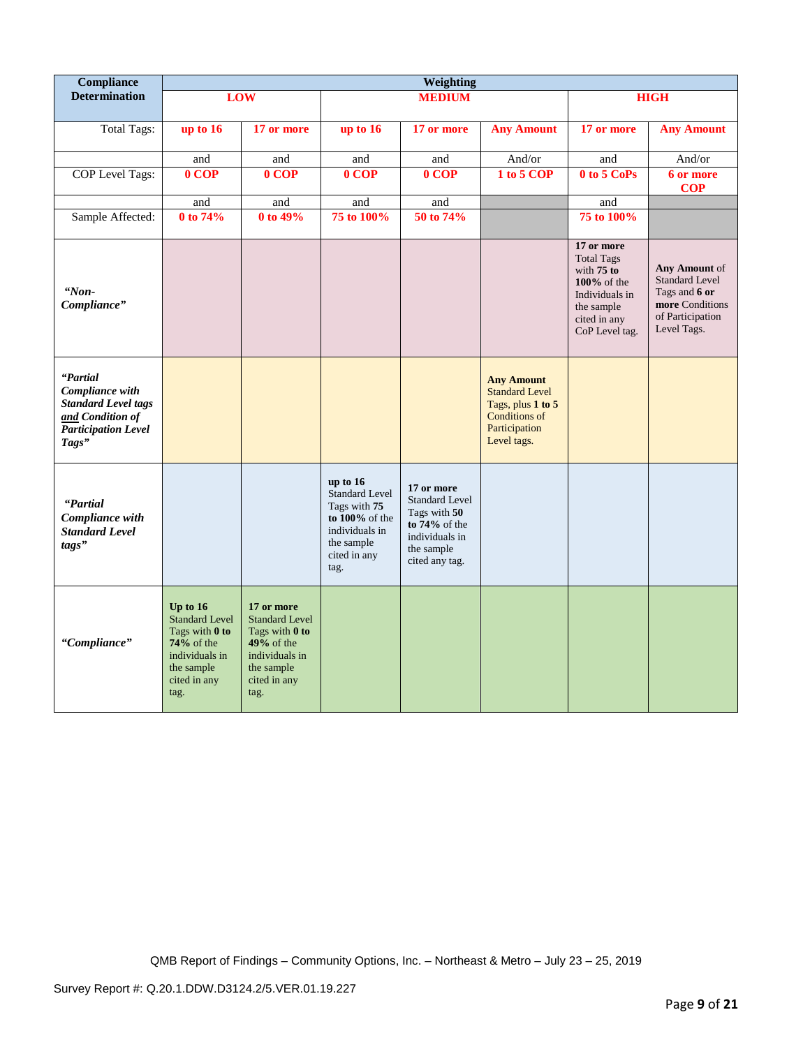| Compliance Determination | Weighting | | | | | | |
|---|---|---|---|---|---|---|---|
| | **LOW** | | **MEDIUM** | | | **HIGH** | |
| Total Tags: | **up to 16** | **17 or more** | **up to 16** | **17 or more** | **Any Amount** | **17 or more** | **Any Amount** |
| | and | and | and | and | And/or | and | And/or |
| COP Level Tags: | **0 COP** | **0 COP** | **0 COP** | **0 COP** | **1 to 5 COP** | **0 to 5 CoPs** | **6 or more COP** |
| | and | and | and | and | | and | |
| Sample Affected: | **0 to 74%** | **0 to 49%** | **75 to 100%** | **50 to 74%** | | **75 to 100%** | |
| ***"Non-Compliance"*** | | | | | | **17 or more** Total Tags with **75 to 100%** of the Individuals in the sample cited in any CoP Level tag. | **Any Amount** of Standard Level Tags and **6 or more** Conditions of Participation Level Tags. |
| ***"Partial Compliance with Standard Level tags <u>and</u> Condition of Participation Level Tags"*** | | | | | **Any Amount** Standard Level Tags, plus **1 to 5** Conditions of Participation Level tags. | | |
| ***"Partial Compliance with Standard Level tags"*** | | | **up to 16** Standard Level Tags with **75 to 100%** of the individuals in the sample cited in any tag. | **17 or more** Standard Level Tags with **50 to 74%** of the individuals in the sample cited any tag. | | | |
| ***"Compliance"*** | **Up to 16** Standard Level Tags with **0 to 74%** of the individuals in the sample cited in any tag. | **17 or more** Standard Level Tags with **0 to 49%** of the individuals in the sample cited in any tag. | | | | | |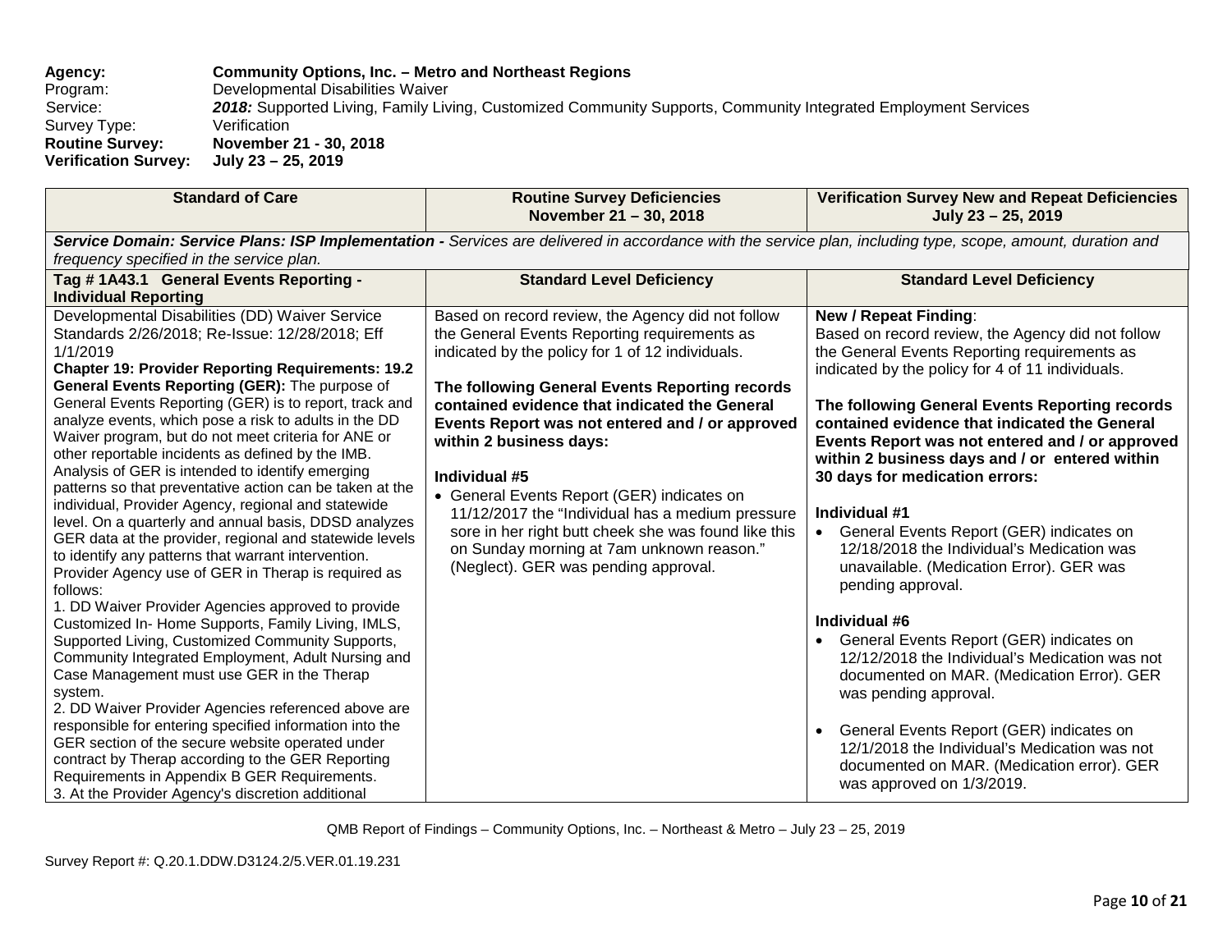**Agency:** **Community Options, Inc. – Metro and Northeast Regions**
Program: Developmental Disabilities Waiver
Service: ***2018:*** Supported Living, Family Living, Customized Community Supports, Community Integrated Employment Services
Survey Type: Verification
**Routine Survey:** **November 21 - 30, 2018**
**Verification Survey:** **July 23 – 25, 2019**

| Standard of Care | Routine Survey Deficiencies November 21 – 30, 2018 | Verification Survey New and Repeat Deficiencies July 23 – 25, 2019 |
|---|---|---|
| ***Service Domain: Service Plans: ISP Implementation -*** *Services are delivered in accordance with the service plan, including type, scope, amount, duration and frequency specified in the service plan.* | | |
| **Tag # 1A43.1 General Events Reporting - Individual Reporting** | **Standard Level Deficiency** | **Standard Level Deficiency** |
| Developmental Disabilities (DD) Waiver Service Standards 2/26/2018; Re-Issue: 12/28/2018; Eff 1/1/2019<br>**Chapter 19: Provider Reporting Requirements: 19.2 General Events Reporting (GER):** The purpose of General Events Reporting (GER) is to report, track and analyze events, which pose a risk to adults in the DD Waiver program, but do not meet criteria for ANE or other reportable incidents as defined by the IMB. Analysis of GER is intended to identify emerging patterns so that preventative action can be taken at the individual, Provider Agency, regional and statewide level. On a quarterly and annual basis, DDSD analyzes GER data at the provider, regional and statewide levels to identify any patterns that warrant intervention. Provider Agency use of GER in Therap is required as follows:<br>1. DD Waiver Provider Agencies approved to provide Customized In- Home Supports, Family Living, IMLS, Supported Living, Customized Community Supports, Community Integrated Employment, Adult Nursing and Case Management must use GER in the Therap system.<br>2. DD Waiver Provider Agencies referenced above are responsible for entering specified information into the GER section of the secure website operated under contract by Therap according to the GER Reporting Requirements in Appendix B GER Requirements.<br>3. At the Provider Agency's discretion additional | Based on record review, the Agency did not follow the General Events Reporting requirements as indicated by the policy for 1 of 12 individuals.<br><br>**The following General Events Reporting records contained evidence that indicated the General Events Report was not entered and / or approved within 2 business days:**<br><br>**Individual #5**<br>• General Events Report (GER) indicates on 11/12/2017 the "Individual has a medium pressure sore in her right butt cheek she was found like this on Sunday morning at 7am unknown reason." (Neglect). GER was pending approval. | **New / Repeat Finding**:<br>Based on record review, the Agency did not follow the General Events Reporting requirements as indicated by the policy for 4 of 11 individuals.<br><br>**The following General Events Reporting records contained evidence that indicated the General Events Report was not entered and / or approved within 2 business days and / or entered within 30 days for medication errors:**<br><br>**Individual #1**<br>• General Events Report (GER) indicates on 12/18/2018 the Individual's Medication was unavailable. (Medication Error). GER was pending approval.<br><br>**Individual #6**<br>• General Events Report (GER) indicates on 12/12/2018 the Individual's Medication was not documented on MAR. (Medication Error). GER was pending approval.<br><br>• General Events Report (GER) indicates on 12/1/2018 the Individual's Medication was not documented on MAR. (Medication error). GER was approved on 1/3/2019. |

QMB Report of Findings – Community Options, Inc. – Northeast & Metro – July 23 – 25, 2019

Survey Report #: Q.20.1.DDW.D3124.2/5.VER.01.19.231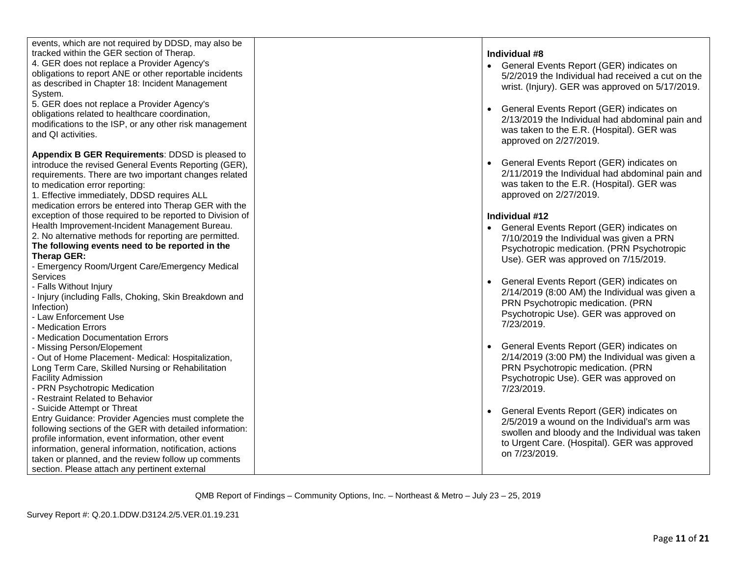| | | |
|---|---|---|
| events, which are not required by DDSD, may also be tracked within the GER section of Therap.<br>4. GER does not replace a Provider Agency's obligations to report ANE or other reportable incidents as described in Chapter 18: Incident Management System.<br>5. GER does not replace a Provider Agency's obligations related to healthcare coordination, modifications to the ISP, or any other risk management and QI activities.<br><br>**Appendix B GER Requirements**: DDSD is pleased to introduce the revised General Events Reporting (GER), requirements. There are two important changes related to medication error reporting:<br>1. Effective immediately, DDSD requires ALL medication errors be entered into Therap GER with the exception of those required to be reported to Division of Health Improvement-Incident Management Bureau.<br>2. No alternative methods for reporting are permitted.<br>**The following events need to be reported in the Therap GER:**<br>- Emergency Room/Urgent Care/Emergency Medical Services<br>- Falls Without Injury<br>- Injury (including Falls, Choking, Skin Breakdown and Infection)<br>- Law Enforcement Use<br>- Medication Errors<br>- Medication Documentation Errors<br>- Missing Person/Elopement<br>- Out of Home Placement- Medical: Hospitalization, Long Term Care, Skilled Nursing or Rehabilitation Facility Admission<br>- PRN Psychotropic Medication<br>- Restraint Related to Behavior<br>- Suicide Attempt or Threat<br>Entry Guidance: Provider Agencies must complete the following sections of the GER with detailed information: profile information, event information, other event information, general information, notification, actions taken or planned, and the review follow up comments section. Please attach any pertinent external | | **Individual #8**<br>• General Events Report (GER) indicates on 5/2/2019 the Individual had received a cut on the wrist. (Injury). GER was approved on 5/17/2019.<br><br>• General Events Report (GER) indicates on 2/13/2019 the Individual had abdominal pain and was taken to the E.R. (Hospital). GER was approved on 2/27/2019.<br><br>• General Events Report (GER) indicates on 2/11/2019 the Individual had abdominal pain and was taken to the E.R. (Hospital). GER was approved on 2/27/2019.<br><br>**Individual #12**<br>• General Events Report (GER) indicates on 7/10/2019 the Individual was given a PRN Psychotropic medication. (PRN Psychotropic Use). GER was approved on 7/15/2019.<br><br>• General Events Report (GER) indicates on 2/14/2019 (8:00 AM) the Individual was given a PRN Psychotropic medication. (PRN Psychotropic Use). GER was approved on 7/23/2019.<br><br>• General Events Report (GER) indicates on 2/14/2019 (3:00 PM) the Individual was given a PRN Psychotropic medication. (PRN Psychotropic Use). GER was approved on 7/23/2019.<br><br>• General Events Report (GER) indicates on 2/5/2019 a wound on the Individual's arm was swollen and bloody and the Individual was taken to Urgent Care. (Hospital). GER was approved on 7/23/2019. |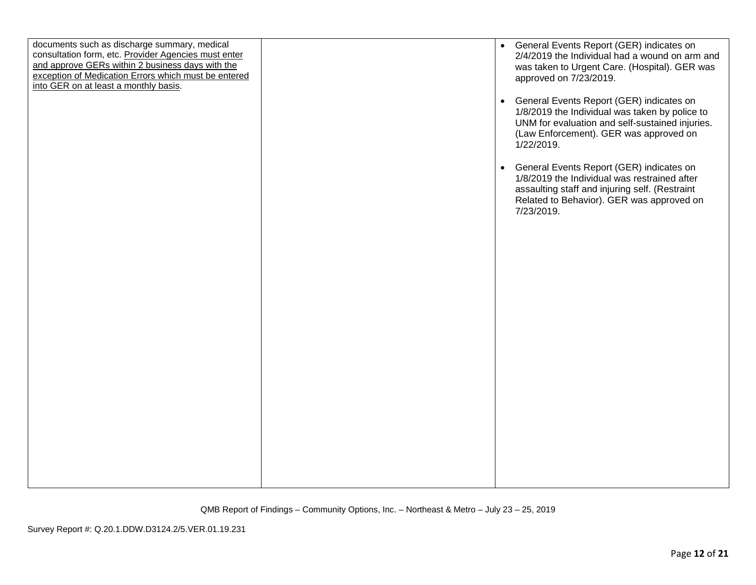| | | |
|---|---|---|
| documents such as discharge summary, medical consultation form, etc. <u>Provider Agencies must enter and approve GERs within 2 business days with the exception of Medication Errors which must be entered into GER on at least a monthly basis</u>. | | • General Events Report (GER) indicates on 2/4/2019 the Individual had a wound on arm and was taken to Urgent Care. (Hospital). GER was approved on 7/23/2019.<br><br>• General Events Report (GER) indicates on 1/8/2019 the Individual was taken by police to UNM for evaluation and self-sustained injuries. (Law Enforcement). GER was approved on 1/22/2019.<br><br>• General Events Report (GER) indicates on 1/8/2019 the Individual was restrained after assaulting staff and injuring self. (Restraint Related to Behavior). GER was approved on 7/23/2019. |

QMB Report of Findings – Community Options, Inc. – Northeast & Metro – July 23 – 25, 2019

Survey Report #: Q.20.1.DDW.D3124.2/5.VER.01.19.231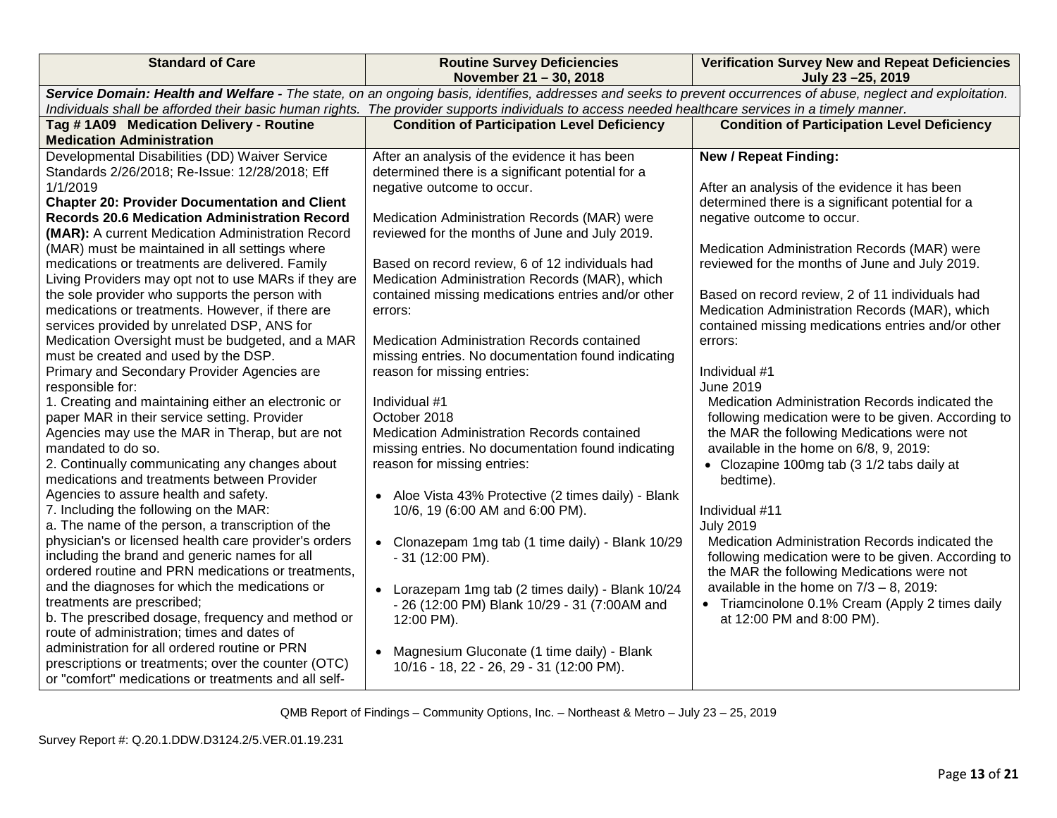| Standard of Care | Routine Survey Deficiencies November 21 – 30, 2018 | Verification Survey New and Repeat Deficiencies July 23 –25, 2019 |
|---|---|---|
| ***Service Domain: Health and Welfare -*** *The state, on an ongoing basis, identifies, addresses and seeks to prevent occurrences of abuse, neglect and exploitation. Individuals shall be afforded their basic human rights. The provider supports individuals to access needed healthcare services in a timely manner.* | | |
| **Tag # 1A09 Medication Delivery - Routine Medication Administration** | **Condition of Participation Level Deficiency** | **Condition of Participation Level Deficiency** |
| Developmental Disabilities (DD) Waiver Service Standards 2/26/2018; Re-Issue: 12/28/2018; Eff 1/1/2019<br>**Chapter 20: Provider Documentation and Client Records 20.6 Medication Administration Record (MAR):** A current Medication Administration Record (MAR) must be maintained in all settings where medications or treatments are delivered. Family Living Providers may opt not to use MARs if they are the sole provider who supports the person with medications or treatments. However, if there are services provided by unrelated DSP, ANS for Medication Oversight must be budgeted, and a MAR must be created and used by the DSP.<br>Primary and Secondary Provider Agencies are responsible for:<br>1. Creating and maintaining either an electronic or paper MAR in their service setting. Provider Agencies may use the MAR in Therap, but are not mandated to do so.<br>2. Continually communicating any changes about medications and treatments between Provider Agencies to assure health and safety.<br>7. Including the following on the MAR:<br>a. The name of the person, a transcription of the physician's or licensed health care provider's orders including the brand and generic names for all ordered routine and PRN medications or treatments, and the diagnoses for which the medications or treatments are prescribed;<br>b. The prescribed dosage, frequency and method or route of administration; times and dates of administration for all ordered routine or PRN prescriptions or treatments; over the counter (OTC) or "comfort" medications or treatments and all self- | After an analysis of the evidence it has been determined there is a significant potential for a negative outcome to occur.<br><br>Medication Administration Records (MAR) were reviewed for the months of June and July 2019.<br><br>Based on record review, 6 of 12 individuals had Medication Administration Records (MAR), which contained missing medications entries and/or other errors:<br><br>Medication Administration Records contained missing entries. No documentation found indicating reason for missing entries:<br><br>Individual #1<br>October 2018<br>Medication Administration Records contained missing entries. No documentation found indicating reason for missing entries:<br><br>• Aloe Vista 43% Protective (2 times daily) - Blank 10/6, 19 (6:00 AM and 6:00 PM).<br><br>• Clonazepam 1mg tab (1 time daily) - Blank 10/29 - 31 (12:00 PM).<br><br>• Lorazepam 1mg tab (2 times daily) - Blank 10/24 - 26 (12:00 PM) Blank 10/29 - 31 (7:00AM and 12:00 PM).<br><br>• Magnesium Gluconate (1 time daily) - Blank 10/16 - 18, 22 - 26, 29 - 31 (12:00 PM). | **New / Repeat Finding:**<br><br>After an analysis of the evidence it has been determined there is a significant potential for a negative outcome to occur.<br><br>Medication Administration Records (MAR) were reviewed for the months of June and July 2019.<br><br>Based on record review, 2 of 11 individuals had Medication Administration Records (MAR), which contained missing medications entries and/or other errors:<br><br>Individual #1<br>June 2019<br>Medication Administration Records indicated the following medication were to be given. According to the MAR the following Medications were not available in the home on 6/8, 9, 2019:<br>• Clozapine 100mg tab (3 1/2 tabs daily at bedtime).<br><br>Individual #11<br>July 2019<br>Medication Administration Records indicated the following medication were to be given. According to the MAR the following Medications were not available in the home on 7/3 – 8, 2019:<br>• Triamcinolone 0.1% Cream (Apply 2 times daily at 12:00 PM and 8:00 PM). |

QMB Report of Findings – Community Options, Inc. – Northeast & Metro – July 23 – 25, 2019

Survey Report #: Q.20.1.DDW.D3124.2/5.VER.01.19.231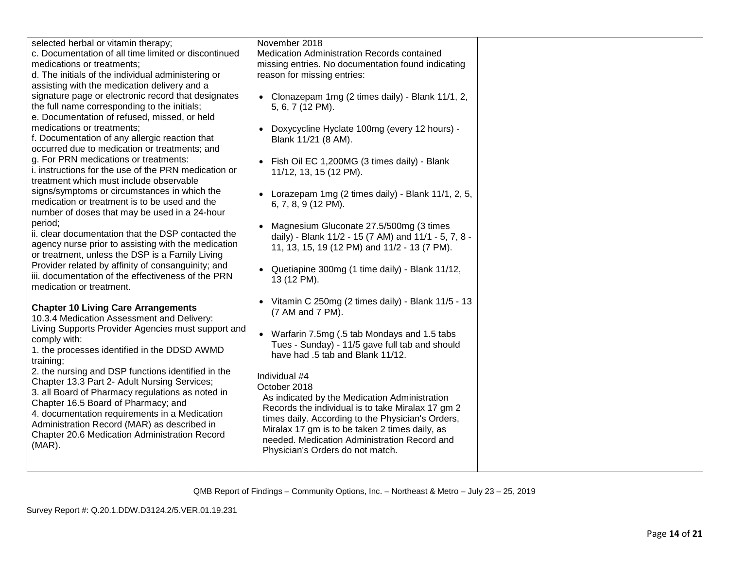| | | |
|---|---|---|
| selected herbal or vitamin therapy;<br>c. Documentation of all time limited or discontinued medications or treatments;<br>d. The initials of the individual administering or assisting with the medication delivery and a signature page or electronic record that designates the full name corresponding to the initials;<br>e. Documentation of refused, missed, or held medications or treatments;<br>f. Documentation of any allergic reaction that occurred due to medication or treatments; and<br>g. For PRN medications or treatments:<br>i. instructions for the use of the PRN medication or treatment which must include observable signs/symptoms or circumstances in which the medication or treatment is to be used and the number of doses that may be used in a 24-hour period;<br>ii. clear documentation that the DSP contacted the agency nurse prior to assisting with the medication or treatment, unless the DSP is a Family Living Provider related by affinity of consanguinity; and<br>iii. documentation of the effectiveness of the PRN medication or treatment.<br><br>**Chapter 10 Living Care Arrangements**<br>10.3.4 Medication Assessment and Delivery: Living Supports Provider Agencies must support and comply with:<br>1. the processes identified in the DDSD AWMD training;<br>2. the nursing and DSP functions identified in the Chapter 13.3 Part 2- Adult Nursing Services;<br>3. all Board of Pharmacy regulations as noted in Chapter 16.5 Board of Pharmacy; and<br>4. documentation requirements in a Medication Administration Record (MAR) as described in Chapter 20.6 Medication Administration Record (MAR). | November 2018<br>Medication Administration Records contained missing entries. No documentation found indicating reason for missing entries:<br><br>• Clonazepam 1mg (2 times daily) - Blank 11/1, 2, 5, 6, 7 (12 PM).<br><br>• Doxycycline Hyclate 100mg (every 12 hours) - Blank 11/21 (8 AM).<br><br>• Fish Oil EC 1,200MG (3 times daily) - Blank 11/12, 13, 15 (12 PM).<br><br>• Lorazepam 1mg (2 times daily) - Blank 11/1, 2, 5, 6, 7, 8, 9 (12 PM).<br><br>• Magnesium Gluconate 27.5/500mg (3 times daily) - Blank 11/2 - 15 (7 AM) and 11/1 - 5, 7, 8 - 11, 13, 15, 19 (12 PM) and 11/2 - 13 (7 PM).<br><br>• Quetiapine 300mg (1 time daily) - Blank 11/12, 13 (12 PM).<br><br>• Vitamin C 250mg (2 times daily) - Blank 11/5 - 13 (7 AM and 7 PM).<br><br>• Warfarin 7.5mg (.5 tab Mondays and 1.5 tabs Tues - Sunday) - 11/5 gave full tab and should have had .5 tab and Blank 11/12.<br><br>Individual #4<br>October 2018<br>As indicated by the Medication Administration Records the individual is to take Miralax 17 gm 2 times daily. According to the Physician's Orders, Miralax 17 gm is to be taken 2 times daily, as needed. Medication Administration Record and Physician's Orders do not match. | |

QMB Report of Findings – Community Options, Inc. – Northeast & Metro – July 23 – 25, 2019

Survey Report #: Q.20.1.DDW.D3124.2/5.VER.01.19.231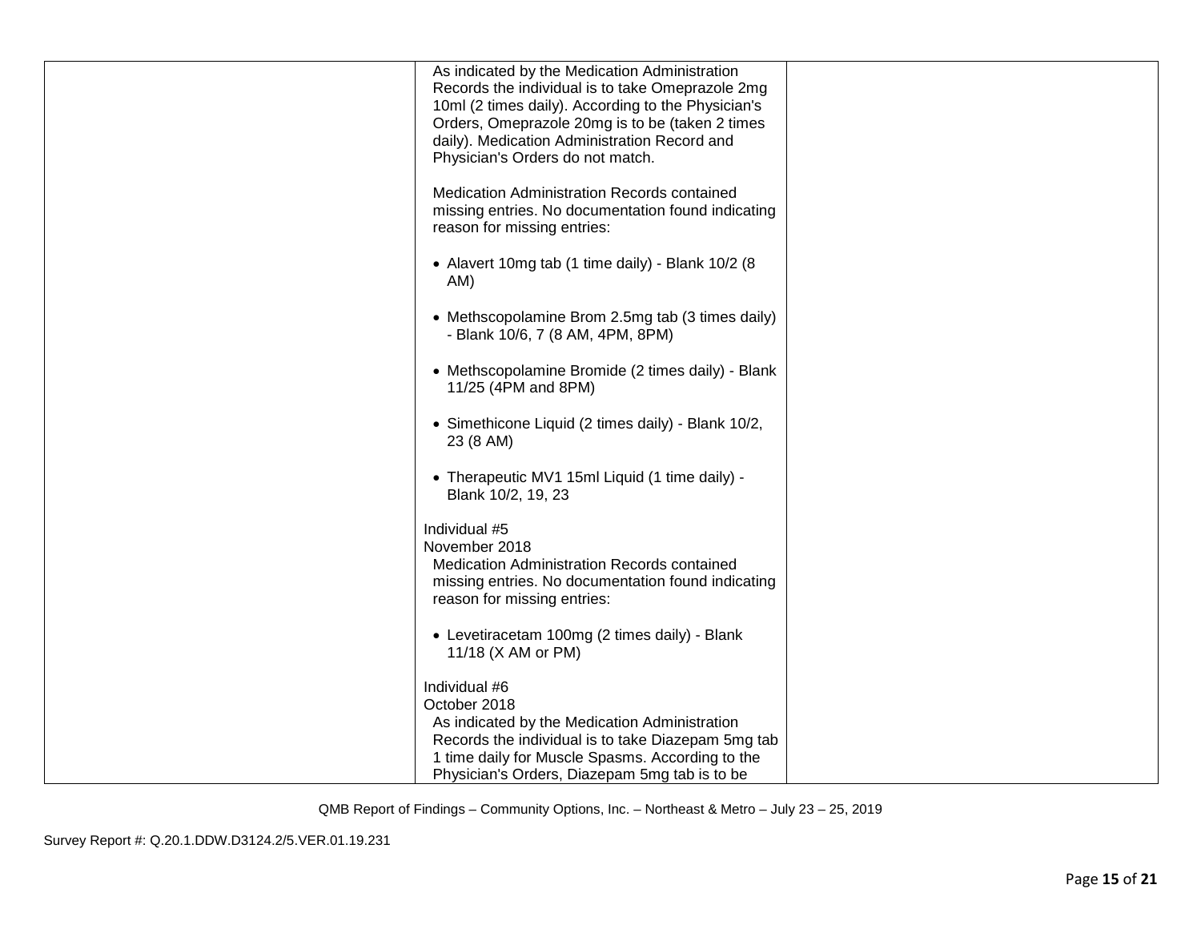| | | |
|---|---|---|
| | As indicated by the Medication Administration Records the individual is to take Omeprazole 2mg 10ml (2 times daily). According to the Physician's Orders, Omeprazole 20mg is to be (taken 2 times daily). Medication Administration Record and Physician's Orders do not match.<br><br>Medication Administration Records contained missing entries. No documentation found indicating reason for missing entries:<br><br>• Alavert 10mg tab (1 time daily) - Blank 10/2 (8 AM)<br><br>• Methscopolamine Brom 2.5mg tab (3 times daily) - Blank 10/6, 7 (8 AM, 4PM, 8PM)<br><br>• Methscopolamine Bromide (2 times daily) - Blank 11/25 (4PM and 8PM)<br><br>• Simethicone Liquid (2 times daily) - Blank 10/2, 23 (8 AM)<br><br>• Therapeutic MV1 15ml Liquid (1 time daily) - Blank 10/2, 19, 23<br><br>Individual #5<br>November 2018<br>Medication Administration Records contained missing entries. No documentation found indicating reason for missing entries:<br><br>• Levetiracetam 100mg (2 times daily) - Blank 11/18 (X AM or PM)<br><br>Individual #6<br>October 2018<br>As indicated by the Medication Administration Records the individual is to take Diazepam 5mg tab 1 time daily for Muscle Spasms. According to the Physician's Orders, Diazepam 5mg tab is to be | |

QMB Report of Findings – Community Options, Inc. – Northeast & Metro – July 23 – 25, 2019

Survey Report #: Q.20.1.DDW.D3124.2/5.VER.01.19.231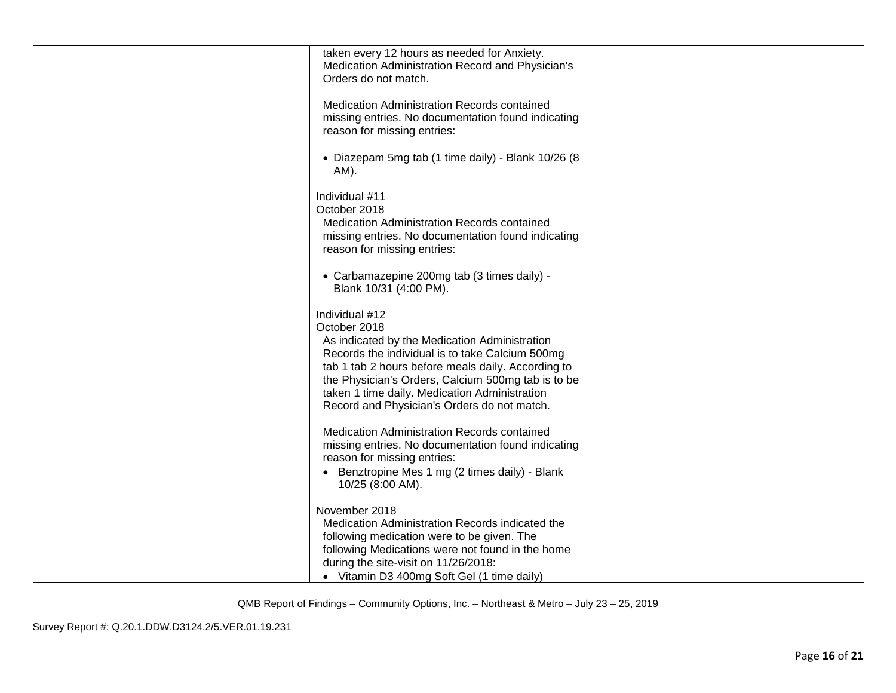| | | |
|---|---|---|
| | taken every 12 hours as needed for Anxiety. Medication Administration Record and Physician's Orders do not match.<br><br>Medication Administration Records contained missing entries. No documentation found indicating reason for missing entries:<br><br>• Diazepam 5mg tab (1 time daily) - Blank 10/26 (8 AM).<br><br>Individual #11<br>October 2018<br>Medication Administration Records contained missing entries. No documentation found indicating reason for missing entries:<br><br>• Carbamazepine 200mg tab (3 times daily) - Blank 10/31 (4:00 PM).<br><br>Individual #12<br>October 2018<br>As indicated by the Medication Administration Records the individual is to take Calcium 500mg tab 1 tab 2 hours before meals daily. According to the Physician's Orders, Calcium 500mg tab is to be taken 1 time daily. Medication Administration Record and Physician's Orders do not match.<br><br>Medication Administration Records contained missing entries. No documentation found indicating reason for missing entries:<br>• Benztropine Mes 1 mg (2 times daily) - Blank 10/25 (8:00 AM).<br><br>November 2018<br>Medication Administration Records indicated the following medication were to be given. The following Medications were not found in the home during the site-visit on 11/26/2018:<br>• Vitamin D3 400mg Soft Gel (1 time daily) | |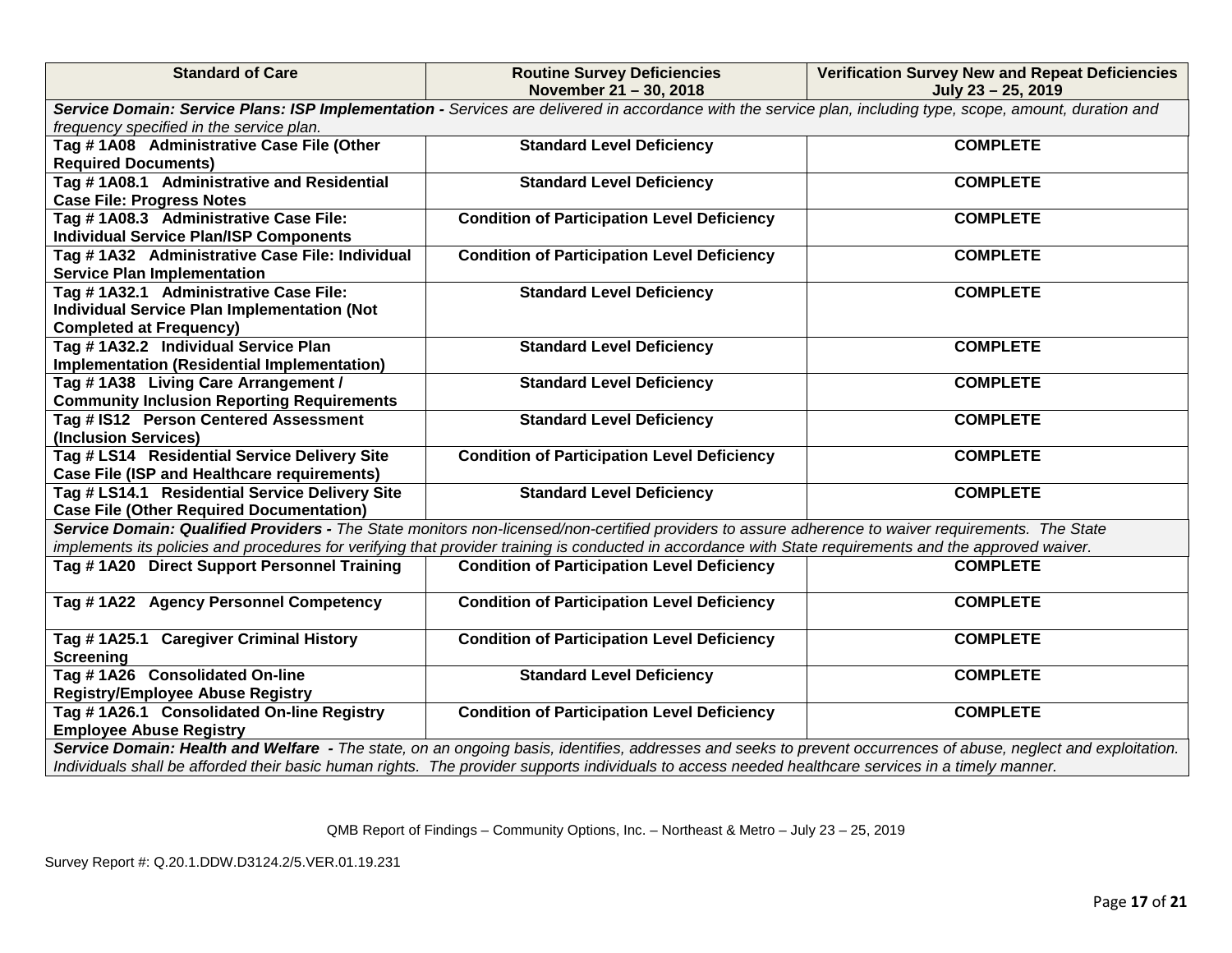| Standard of Care | Routine Survey Deficiencies November 21 – 30, 2018 | Verification Survey New and Repeat Deficiencies July 23 – 25, 2019 |
|---|---|---|
| ***Service Domain: Service Plans: ISP Implementation -*** *Services are delivered in accordance with the service plan, including type, scope, amount, duration and frequency specified in the service plan.* | | |
| **Tag # 1A08 Administrative Case File (Other Required Documents)** | **Standard Level Deficiency** | **COMPLETE** |
| **Tag # 1A08.1 Administrative and Residential Case File: Progress Notes** | **Standard Level Deficiency** | **COMPLETE** |
| **Tag # 1A08.3 Administrative Case File: Individual Service Plan/ISP Components** | **Condition of Participation Level Deficiency** | **COMPLETE** |
| **Tag # 1A32 Administrative Case File: Individual Service Plan Implementation** | **Condition of Participation Level Deficiency** | **COMPLETE** |
| **Tag # 1A32.1 Administrative Case File: Individual Service Plan Implementation (Not Completed at Frequency)** | **Standard Level Deficiency** | **COMPLETE** |
| **Tag # 1A32.2 Individual Service Plan Implementation (Residential Implementation)** | **Standard Level Deficiency** | **COMPLETE** |
| **Tag # 1A38 Living Care Arrangement / Community Inclusion Reporting Requirements** | **Standard Level Deficiency** | **COMPLETE** |
| **Tag # IS12 Person Centered Assessment (Inclusion Services)** | **Standard Level Deficiency** | **COMPLETE** |
| **Tag # LS14 Residential Service Delivery Site Case File (ISP and Healthcare requirements)** | **Condition of Participation Level Deficiency** | **COMPLETE** |
| **Tag # LS14.1 Residential Service Delivery Site Case File (Other Required Documentation)** | **Standard Level Deficiency** | **COMPLETE** |
| ***Service Domain: Qualified Providers -*** *The State monitors non-licensed/non-certified providers to assure adherence to waiver requirements. The State implements its policies and procedures for verifying that provider training is conducted in accordance with State requirements and the approved waiver.* | | |
| **Tag # 1A20 Direct Support Personnel Training** | **Condition of Participation Level Deficiency** | **COMPLETE** |
| **Tag # 1A22 Agency Personnel Competency** | **Condition of Participation Level Deficiency** | **COMPLETE** |
| **Tag # 1A25.1 Caregiver Criminal History Screening** | **Condition of Participation Level Deficiency** | **COMPLETE** |
| **Tag # 1A26 Consolidated On-line Registry/Employee Abuse Registry** | **Standard Level Deficiency** | **COMPLETE** |
| **Tag # 1A26.1 Consolidated On-line Registry Employee Abuse Registry** | **Condition of Participation Level Deficiency** | **COMPLETE** |
| ***Service Domain: Health and Welfare -*** *The state, on an ongoing basis, identifies, addresses and seeks to prevent occurrences of abuse, neglect and exploitation. Individuals shall be afforded their basic human rights. The provider supports individuals to access needed healthcare services in a timely manner.* | | |

QMB Report of Findings – Community Options, Inc. – Northeast & Metro – July 23 – 25, 2019

Survey Report #: Q.20.1.DDW.D3124.2/5.VER.01.19.231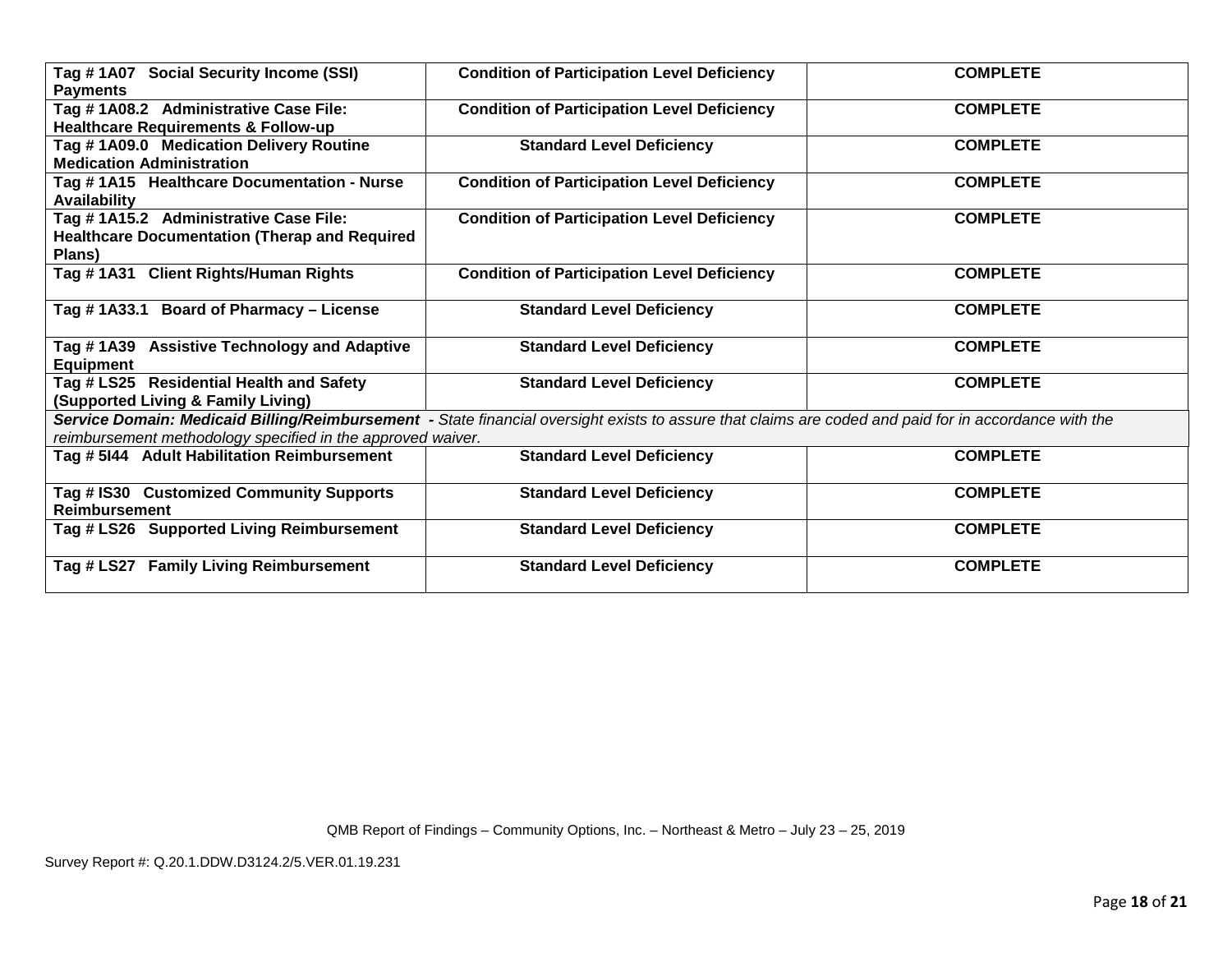| | | |
|---|---|---|
| **Tag # 1A07 Social Security Income (SSI) Payments** | **Condition of Participation Level Deficiency** | **COMPLETE** |
| **Tag # 1A08.2 Administrative Case File: Healthcare Requirements & Follow-up** | **Condition of Participation Level Deficiency** | **COMPLETE** |
| **Tag # 1A09.0 Medication Delivery Routine Medication Administration** | **Standard Level Deficiency** | **COMPLETE** |
| **Tag # 1A15 Healthcare Documentation - Nurse Availability** | **Condition of Participation Level Deficiency** | **COMPLETE** |
| **Tag # 1A15.2 Administrative Case File: Healthcare Documentation (Therap and Required Plans)** | **Condition of Participation Level Deficiency** | **COMPLETE** |
| **Tag # 1A31 Client Rights/Human Rights** | **Condition of Participation Level Deficiency** | **COMPLETE** |
| **Tag # 1A33.1 Board of Pharmacy – License** | **Standard Level Deficiency** | **COMPLETE** |
| **Tag # 1A39 Assistive Technology and Adaptive Equipment** | **Standard Level Deficiency** | **COMPLETE** |
| **Tag # LS25 Residential Health and Safety (Supported Living & Family Living)** | **Standard Level Deficiency** | **COMPLETE** |
| ***Service Domain: Medicaid Billing/Reimbursement*** **-** *State financial oversight exists to assure that claims are coded and paid for in accordance with the reimbursement methodology specified in the approved waiver.* | | |
| **Tag # 5I44 Adult Habilitation Reimbursement** | **Standard Level Deficiency** | **COMPLETE** |
| **Tag # IS30 Customized Community Supports Reimbursement** | **Standard Level Deficiency** | **COMPLETE** |
| **Tag # LS26 Supported Living Reimbursement** | **Standard Level Deficiency** | **COMPLETE** |
| **Tag # LS27 Family Living Reimbursement** | **Standard Level Deficiency** | **COMPLETE** |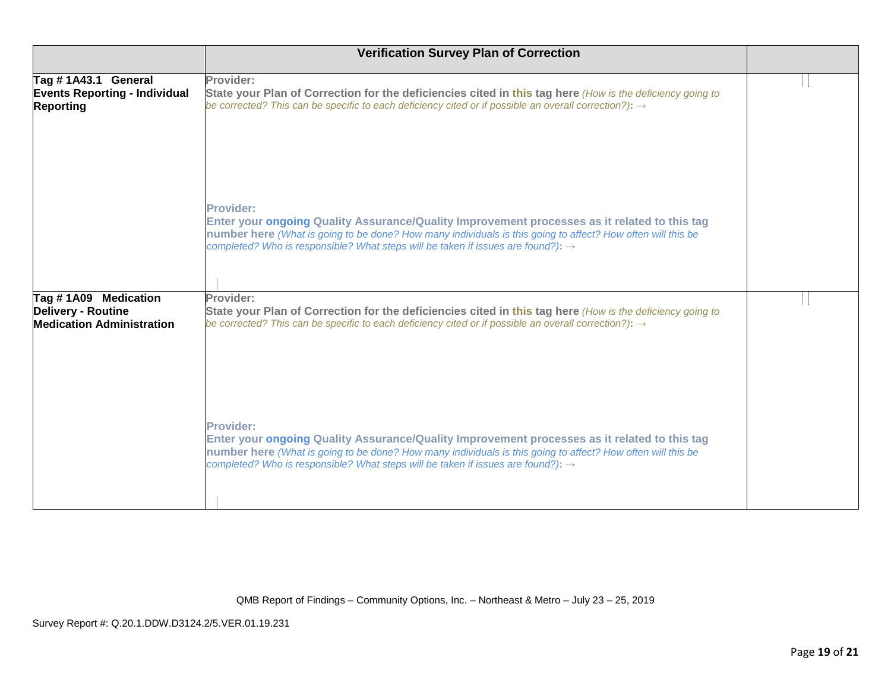| | Verification Survey Plan of Correction | |
|---|---|---|
| **Tag # 1A43.1 General Events Reporting - Individual Reporting** | **Provider:**<br>**State your Plan of Correction for the deficiencies cited in this tag here** *(How is the deficiency going to be corrected? This can be specific to each deficiency cited or if possible an overall correction?)*: →<br><br>**Provider:**<br>**Enter your ongoing Quality Assurance/Quality Improvement processes as it related to this tag number here** *(What is going to be done? How many individuals is this going to affect? How often will this be completed? Who is responsible? What steps will be taken if issues are found?)*: → | |
| **Tag # 1A09 Medication Delivery - Routine Medication Administration** | **Provider:**<br>**State your Plan of Correction for the deficiencies cited in this tag here** *(How is the deficiency going to be corrected? This can be specific to each deficiency cited or if possible an overall correction?)*: →<br><br>**Provider:**<br>**Enter your ongoing Quality Assurance/Quality Improvement processes as it related to this tag number here** *(What is going to be done? How many individuals is this going to affect? How often will this be completed? Who is responsible? What steps will be taken if issues are found?)*: → | |

QMB Report of Findings – Community Options, Inc. – Northeast & Metro – July 23 – 25, 2019

Survey Report #: Q.20.1.DDW.D3124.2/5.VER.01.19.231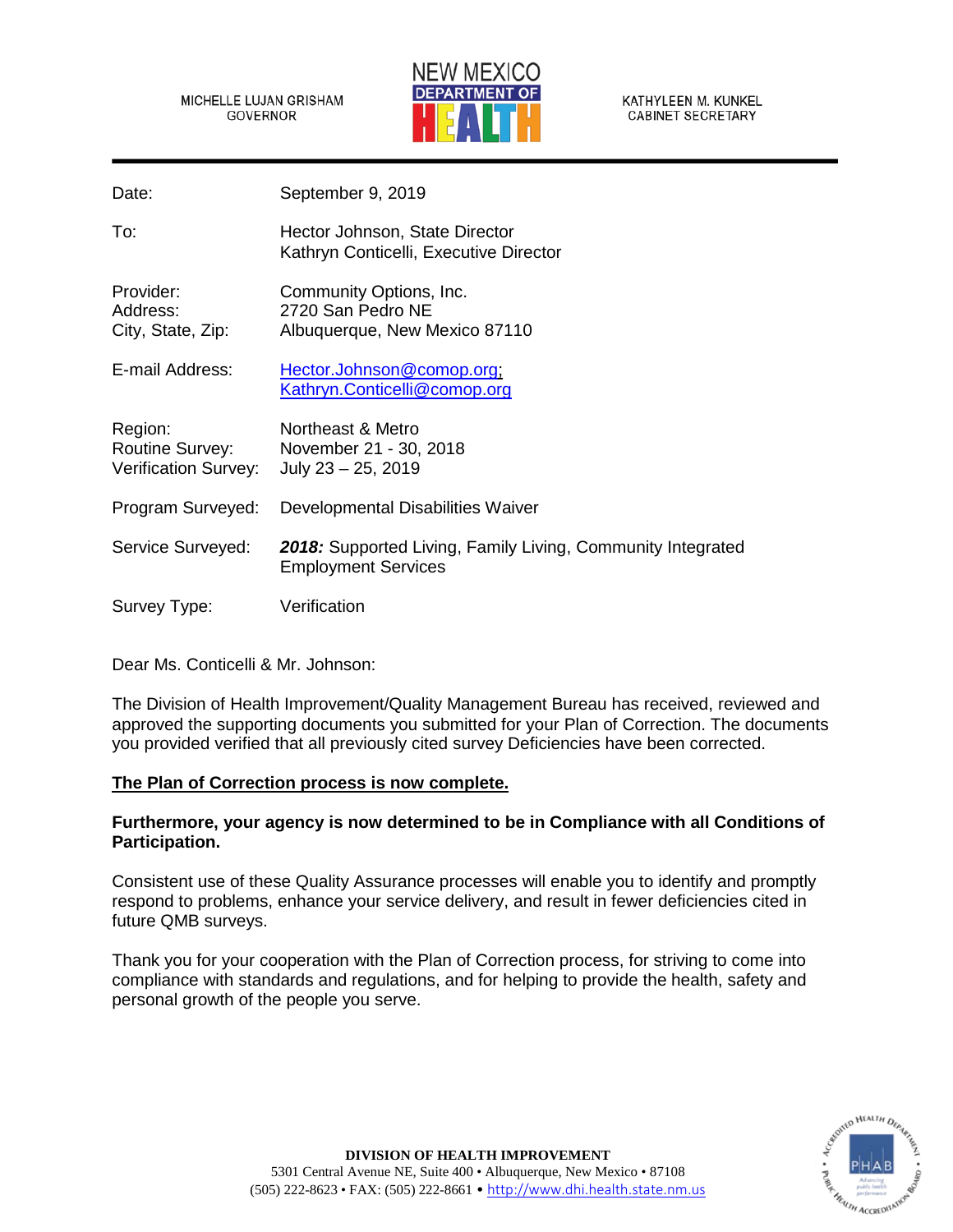MICHELLE LUJAN GRISHAM
GOVERNOR

NEW MEXICO DEPARTMENT OF HEALTH

KATHYLEEN M. KUNKEL
CABINET SECRETARY

| | |
|---|---|
| Date: | September 9, 2019 |
| To: | Hector Johnson, State Director<br>Kathryn Conticelli, Executive Director |
| Provider:<br>Address:<br>City, State, Zip: | Community Options, Inc.<br>2720 San Pedro NE<br>Albuquerque, New Mexico 87110 |
| E-mail Address: | Hector.Johnson@comop.org;<br>Kathryn.Conticelli@comop.org |
| Region:<br>Routine Survey:<br>Verification Survey: | Northeast & Metro<br>November 21 - 30, 2018<br>July 23 – 25, 2019 |
| Program Surveyed: | Developmental Disabilities Waiver |
| Service Surveyed: | ***2018:*** Supported Living, Family Living, Community Integrated Employment Services |
| Survey Type: | Verification |

Dear Ms. Conticelli & Mr. Johnson:

The Division of Health Improvement/Quality Management Bureau has received, reviewed and approved the supporting documents you submitted for your Plan of Correction. The documents you provided verified that all previously cited survey Deficiencies have been corrected.

**<u>The Plan of Correction process is now complete.</u>**

**Furthermore, your agency is now determined to be in Compliance with all Conditions of Participation.**

Consistent use of these Quality Assurance processes will enable you to identify and promptly respond to problems, enhance your service delivery, and result in fewer deficiencies cited in future QMB surveys.

Thank you for your cooperation with the Plan of Correction process, for striving to come into compliance with standards and regulations, and for helping to provide the health, safety and personal growth of the people you serve.

**DIVISION OF HEALTH IMPROVEMENT**
5301 Central Avenue NE, Suite 400 • Albuquerque, New Mexico • 87108
(505) 222-8623 • FAX: (505) 222-8661 • http://www.dhi.health.state.nm.us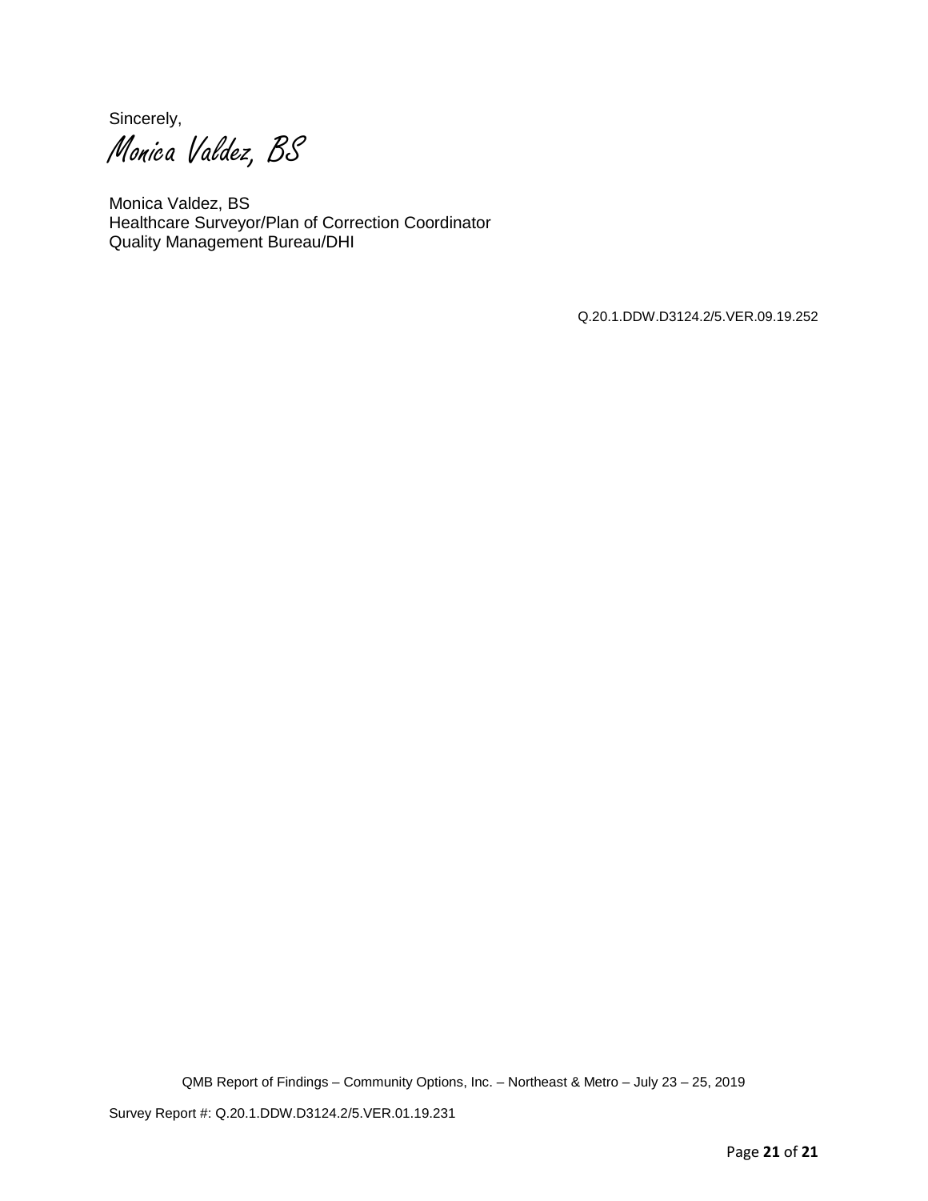Sincerely,

*Monica Valdez, BS*

Monica Valdez, BS
Healthcare Surveyor/Plan of Correction Coordinator
Quality Management Bureau/DHI

Q.20.1.DDW.D3124.2/5.VER.09.19.252